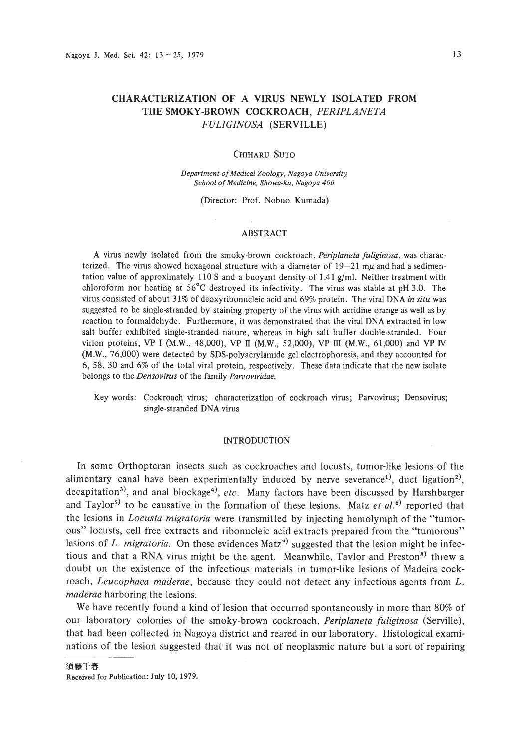# CHARACTERIZATION OF A VIRUS NEWLY ISOLATED FROM THE SMOKY-BROWN COCKROACH, *PERIPLANETA FULIGINOSA* (SERVILLE)

CHIHARU SUTO

*Department of Medical Zoology, Nagoya University School of Medicine, Showa-ku, Nagoya 466*

(Director: Prof. Nobuo Kumada)

## ABSTRACT

A virus newly isolated from the smoky-brown cockroach, *Periplaneta fuliginosa*, was characterized. The virus showed hexagonal structure with a diameter of 19–21 mμ and had a sedimentation value of approximately 110 S and a buoyant density of 1.41 g/ml. Neither treatment with chloroform nor heating at 56°C destroyed its infectivity. The virus was stable at pH 3.0. The virus consisted of about 31% of deoxyribonucleic acid and 69% protein. The viral DNA *in situ* was suggested to be single-stranded by staining property of the virus with acridine orange as well as by reaction to formaldehyde. Furthermore, it was demonstrated that the viral DNA extracted in low salt buffer exhibited single-stranded nature, whereas in high salt buffer double-stranded. Four virion proteins, VP I (M.W., 48,000), VP II (M.W., 52,000), VP III (M.W., 61,000) and VP IV (M.W., 76,000) were detected by SDS-polyacrylamide gel electrophoresis, and they accounted for 6, 58, 30 and 6% of the total viral protein, respectively. These data indicate that the new isolate belongs to the *Densovirus* of the family *Parvoviridae*.

Key words: Cockroach virus; characterization of cockroach virus; Parvovirus; Densovirus; single-stranded DNA virus

## INTRODUCTION

In some Orthopteran insects such as cockroaches and locusts, tumor-like lesions of the alimentary canal have been experimentally induced by nerve severance[1], duct ligation[2], decapitation[3], and anal blockage[4], *etc*. Many factors have been discussed by Harshbarger and Taylor[5] to be causative in the formation of these lesions. Matz *et al.*[6] reported that the lesions in *Locusta migratoria* were transmitted by injecting hemolymph of the "tumorous" locusts, cell free extracts and ribonucleic acid extracts prepared from the "tumorous" lesions of *L. migratoria*. On these evidences Matz[7] suggested that the lesion might be infectious and that a RNA virus might be the agent. Meanwhile, Taylor and Preston[8] threw a doubt on the existence of the infectious materials in tumor-like lesions of Madeira cockroach, *Leucophaea maderae*, because they could not detect any infectious agents from *L. maderae* harboring the lesions.

We have recently found a kind of lesion that occurred spontaneously in more than 80% of our laboratory colonies of the smoky-brown cockroach, *Periplaneta fuliginosa* (Serville), that had been collected in Nagoya district and reared in our laboratory. Histological examinations of the lesion suggested that it was not of neoplasmic nature but a sort of repairing

須藤千春

Received for Publication: July 10, 1979.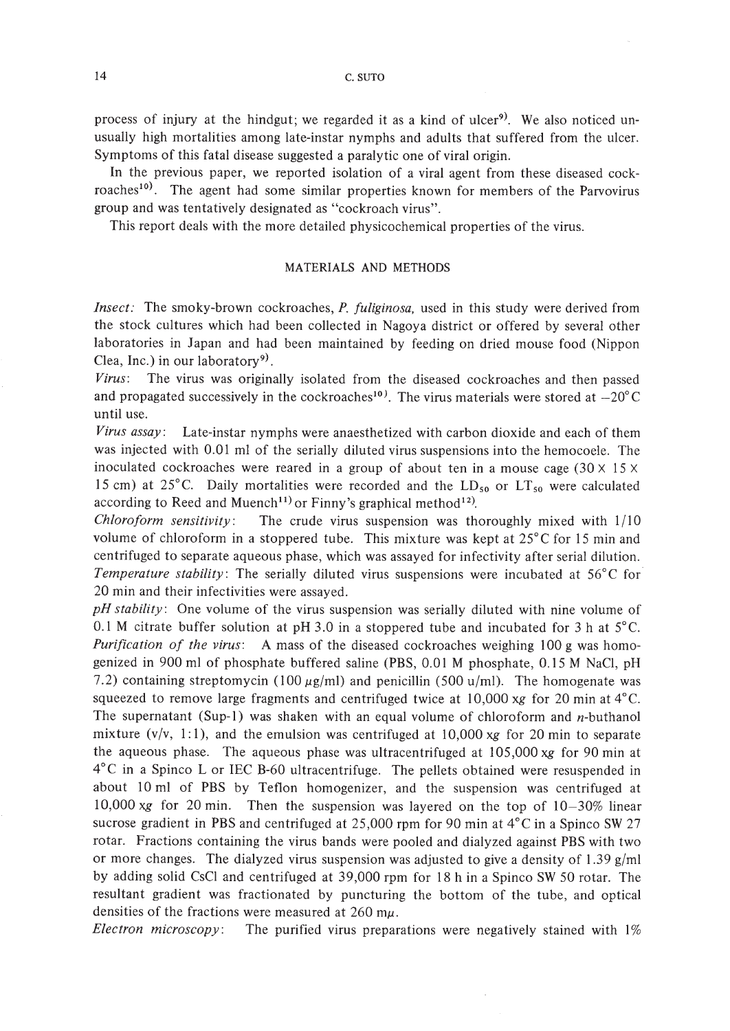process of injury at the hindgut; we regarded it as a kind of ulcer[9]. We also noticed unusually high mortalities among late-instar nymphs and adults that suffered from the ulcer. Symptoms of this fatal disease suggested a paralytic one of viral origin.

In the previous paper, we reported isolation of a viral agent from these diseased cockroaches[10]. The agent had some similar properties known for members of the Parvovirus group and was tentatively designated as "cockroach virus".

This report deals with the more detailed physicochemical properties of the virus.

## MATERIALS AND METHODS

*Insect:* The smoky-brown cockroaches, *P. fuliginosa,* used in this study were derived from the stock cultures which had been collected in Nagoya district or offered by several other laboratories in Japan and had been maintained by feeding on dried mouse food (Nippon Clea, Inc.) in our laboratory[9].

*Virus:* The virus was originally isolated from the diseased cockroaches and then passed and propagated successively in the cockroaches[10]. The virus materials were stored at $-20°C$ until use.

*Virus assay:* Late-instar nymphs were anaesthetized with carbon dioxide and each of them was injected with 0.01 ml of the serially diluted virus suspensions into the hemocoele. The inoculated cockroaches were reared in a group of about ten in a mouse cage (30 × 15 × 15 cm) at 25°C. Daily mortalities were recorded and the $LD_{50}$ or $LT_{50}$ were calculated according to Reed and Muench[11] or Finny's graphical method[12].

*Chloroform sensitivity:* The crude virus suspension was thoroughly mixed with 1/10 volume of chloroform in a stoppered tube. This mixture was kept at 25°C for 15 min and centrifuged to separate aqueous phase, which was assayed for infectivity after serial dilution.

*Temperature stability:* The serially diluted virus suspensions were incubated at 56°C for 20 min and their infectivities were assayed.

*pH stability:* One volume of the virus suspension was serially diluted with nine volume of 0.1 M citrate buffer solution at pH 3.0 in a stoppered tube and incubated for 3 h at 5°C.

*Purification of the virus:* A mass of the diseased cockroaches weighing 100 g was homogenized in 900 ml of phosphate buffered saline (PBS, 0.01 M phosphate, 0.15 M NaCl, pH 7.2) containing streptomycin (100 μg/ml) and penicillin (500 u/ml). The homogenate was squeezed to remove large fragments and centrifuged twice at 10,000 x*g* for 20 min at 4°C. The supernatant (Sup-1) was shaken with an equal volume of chloroform and *n*-buthanol mixture (v/v, 1:1), and the emulsion was centrifuged at 10,000 x*g* for 20 min to separate the aqueous phase. The aqueous phase was ultracentrifuged at 105,000 x*g* for 90 min at 4°C in a Spinco L or IEC B-60 ultracentrifuge. The pellets obtained were resuspended in about 10 ml of PBS by Teflon homogenizer, and the suspension was centrifuged at 10,000 x*g* for 20 min. Then the suspension was layered on the top of 10–30% linear sucrose gradient in PBS and centrifuged at 25,000 rpm for 90 min at 4°C in a Spinco SW 27 rotar. Fractions containing the virus bands were pooled and dialyzed against PBS with two or more changes. The dialyzed virus suspension was adjusted to give a density of 1.39 g/ml by adding solid CsCl and centrifuged at 39,000 rpm for 18 h in a Spinco SW 50 rotar. The resultant gradient was fractionated by puncturing the bottom of the tube, and optical densities of the fractions were measured at 260 mμ.

*Electron microscopy:* The purified virus preparations were negatively stained with 1%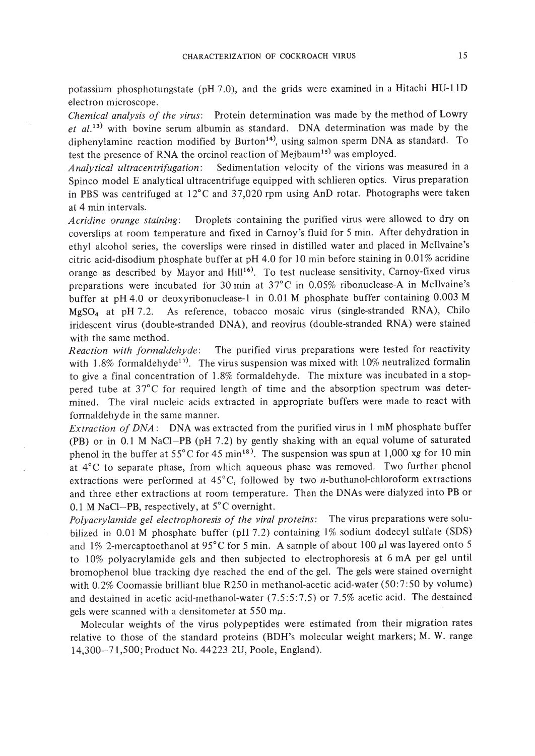potassium phosphotungstate (pH 7.0), and the grids were examined in a Hitachi HU-11D electron microscope.

*Chemical analysis of the virus*: Protein determination was made by the method of Lowry *et al.*[13] with bovine serum albumin as standard. DNA determination was made by the diphenylamine reaction modified by Burton[14], using salmon sperm DNA as standard. To test the presence of RNA the orcinol reaction of Mejbaum[15] was employed.

*Analytical ultracentrifugation*: Sedimentation velocity of the virions was measured in a Spinco model E analytical ultracentrifuge equipped with schlieren optics. Virus preparation in PBS was centrifuged at 12°C and 37,020 rpm using AnD rotar. Photographs were taken at 4 min intervals.

*Acridine orange staining*: Droplets containing the purified virus were allowed to dry on coverslips at room temperature and fixed in Carnoy's fluid for 5 min. After dehydration in ethyl alcohol series, the coverslips were rinsed in distilled water and placed in McIlvaine's citric acid-disodium phosphate buffer at pH 4.0 for 10 min before staining in 0.01% acridine orange as described by Mayor and Hill[16]. To test nuclease sensitivity, Carnoy-fixed virus preparations were incubated for 30 min at 37°C in 0.05% ribonuclease-A in McIlvaine's buffer at pH 4.0 or deoxyribonuclease-1 in 0.01 M phosphate buffer containing 0.003 M $MgSO_4$ at pH 7.2. As reference, tobacco mosaic virus (single-stranded RNA), Chilo iridescent virus (double-stranded DNA), and reovirus (double-stranded RNA) were stained with the same method.

*Reaction with formaldehyde*: The purified virus preparations were tested for reactivity with 1.8% formaldehyde[17]. The virus suspension was mixed with 10% neutralized formalin to give a final concentration of 1.8% formaldehyde. The mixture was incubated in a stoppered tube at 37°C for required length of time and the absorption spectrum was determined. The viral nucleic acids extracted in appropriate buffers were made to react with formaldehyde in the same manner.

*Extraction of DNA*: DNA was extracted from the purified virus in 1 mM phosphate buffer (PB) or in 0.1 M NaCl–PB (pH 7.2) by gently shaking with an equal volume of saturated phenol in the buffer at 55°C for 45 min[18]. The suspension was spun at 1,000 xg for 10 min at 4°C to separate phase, from which aqueous phase was removed. Two further phenol extractions were performed at 45°C, followed by two *n*-buthanol-chloroform extractions and three ether extractions at room temperature. Then the DNAs were dialyzed into PB or 0.1 M NaCl–PB, respectively, at 5°C overnight.

*Polyacrylamide gel electrophoresis of the viral proteins*: The virus preparations were solubilized in 0.01 M phosphate buffer (pH 7.2) containing 1% sodium dodecyl sulfate (SDS) and 1% 2-mercaptoethanol at 95°C for 5 min. A sample of about 100 μl was layered onto 5 to 10% polyacrylamide gels and then subjected to electrophoresis at 6 mA per gel until bromophenol blue tracking dye reached the end of the gel. The gels were stained overnight with 0.2% Coomassie brilliant blue R250 in methanol-acetic acid-water (50:7:50 by volume) and destained in acetic acid-methanol-water (7.5:5:7.5) or 7.5% acetic acid. The destained gels were scanned with a densitometer at 550 mμ.

Molecular weights of the virus polypeptides were estimated from their migration rates relative to those of the standard proteins (BDH's molecular weight markers; M. W. range 14,300–71,500; Product No. 44223 2U, Poole, England).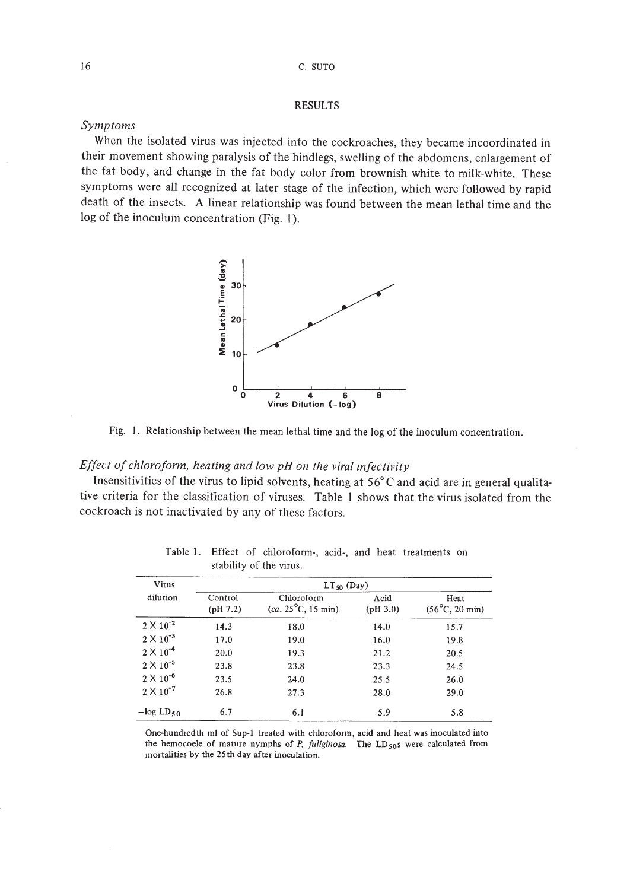## RESULTS

### *Symptoms*

When the isolated virus was injected into the cockroaches, they became incoordinated in their movement showing paralysis of the hindlegs, swelling of the abdomens, enlargement of the fat body, and change in the fat body color from brownish white to milk-white. These symptoms were all recognized at later stage of the infection, which were followed by rapid death of the insects. A linear relationship was found between the mean lethal time and the log of the inoculum concentration (Fig. 1).

Fig. 1. Relationship between the mean lethal time and the log of the inoculum concentration.

### *Effect of chloroform, heating and low pH on the viral infectivity*

Insensitivities of the virus to lipid solvents, heating at 56°C and acid are in general qualitative criteria for the classification of viruses. Table 1 shows that the virus isolated from the cockroach is not inactivated by any of these factors.

Table 1. Effect of chloroform-, acid-, and heat treatments on stability of the virus.

| Virus dilution | $LT_{50}$ (Day) | | | |
|---|---|---|---|---|
| | Control (pH 7.2) | Chloroform (*ca.* 25°C, 15 min) | Acid (pH 3.0) | Heat (56°C, 20 min) |
| $2 \times 10^{-2}$ | 14.3 | 18.0 | 14.0 | 15.7 |
| $2 \times 10^{-3}$ | 17.0 | 19.0 | 16.0 | 19.8 |
| $2 \times 10^{-4}$ | 20.0 | 19.3 | 21.2 | 20.5 |
| $2 \times 10^{-5}$ | 23.8 | 23.8 | 23.3 | 24.5 |
| $2 \times 10^{-6}$ | 23.5 | 24.0 | 25.5 | 26.0 |
| $2 \times 10^{-7}$ | 26.8 | 27.3 | 28.0 | 29.0 |
| $-\log LD_{50}$ | 6.7 | 6.1 | 5.9 | 5.8 |

One-hundredth ml of Sup-1 treated with chloroform, acid and heat was inoculated into the hemocoele of mature nymphs of *P. fuliginosa*. The $LD_{50}$s were calculated from mortalities by the 25th day after inoculation.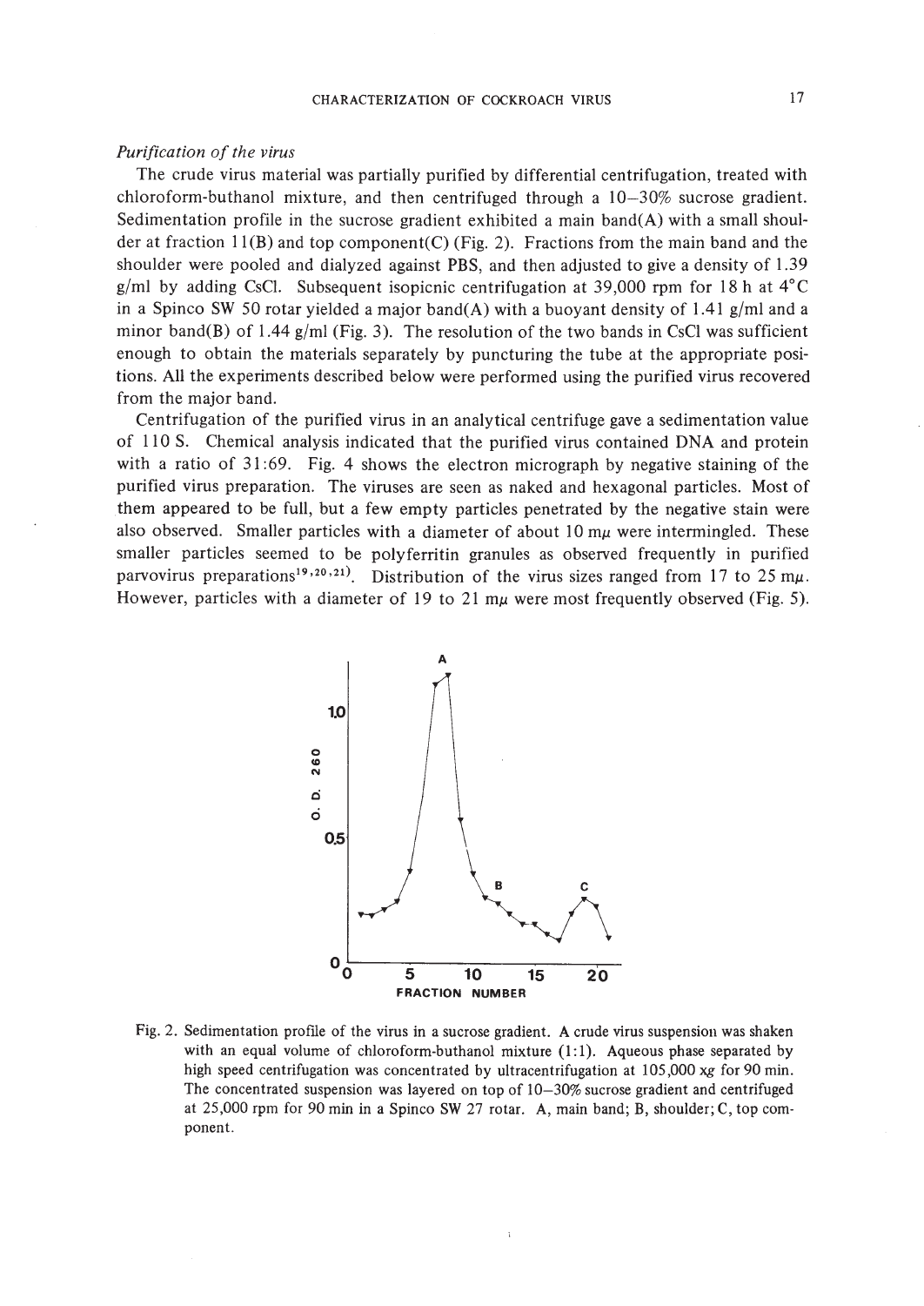*Purification of the virus*

The crude virus material was partially purified by differential centrifugation, treated with chloroform-buthanol mixture, and then centrifuged through a 10–30% sucrose gradient. Sedimentation profile in the sucrose gradient exhibited a main band(A) with a small shoulder at fraction 11(B) and top component(C) (Fig. 2). Fractions from the main band and the shoulder were pooled and dialyzed against PBS, and then adjusted to give a density of 1.39 g/ml by adding CsCl. Subsequent isopicnic centrifugation at 39,000 rpm for 18 h at 4°C in a Spinco SW 50 rotar yielded a major band(A) with a buoyant density of 1.41 g/ml and a minor band(B) of 1.44 g/ml (Fig. 3). The resolution of the two bands in CsCl was sufficient enough to obtain the materials separately by puncturing the tube at the appropriate positions. All the experiments described below were performed using the purified virus recovered from the major band.

Centrifugation of the purified virus in an analytical centrifuge gave a sedimentation value of 110 S. Chemical analysis indicated that the purified virus contained DNA and protein with a ratio of 31:69. Fig. 4 shows the electron micrograph by negative staining of the purified virus preparation. The viruses are seen as naked and hexagonal particles. Most of them appeared to be full, but a few empty particles penetrated by the negative stain were also observed. Smaller particles with a diameter of about 10 mμ were intermingled. These smaller particles seemed to be polyferritin granules as observed frequently in purified parvovirus preparations[19,20,21]. Distribution of the virus sizes ranged from 17 to 25 mμ. However, particles with a diameter of 19 to 21 mμ were most frequently observed (Fig. 5).

Fig. 2. Sedimentation profile of the virus in a sucrose gradient. A crude virus suspension was shaken with an equal volume of chloroform-buthanol mixture (1:1). Aqueous phase separated by high speed centrifugation was concentrated by ultracentrifugation at 105,000 xg for 90 min. The concentrated suspension was layered on top of 10–30% sucrose gradient and centrifuged at 25,000 rpm for 90 min in a Spinco SW 27 rotar. A, main band; B, shoulder; C, top component.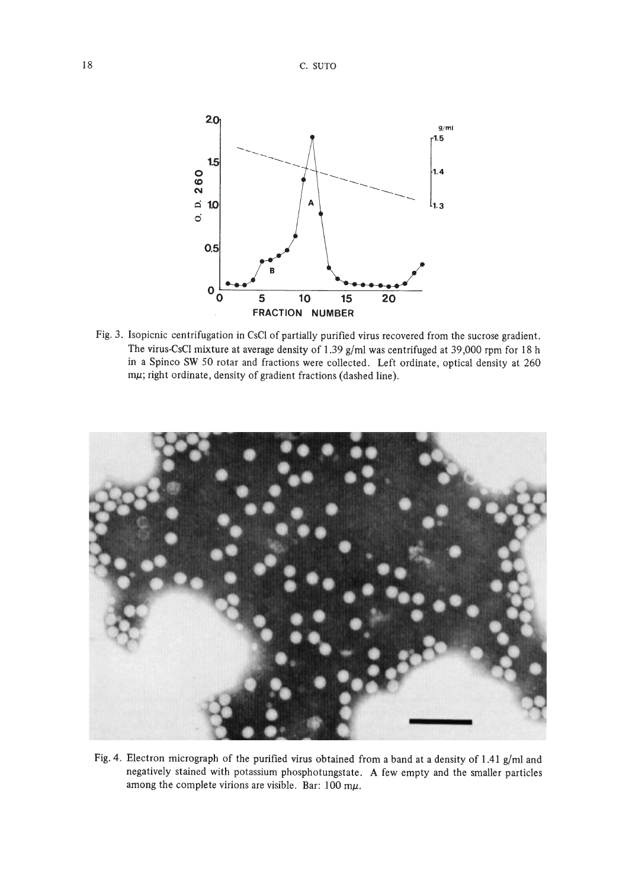Fig. 3. Isopicnic centrifugation in CsCl of partially purified virus recovered from the sucrose gradient. The virus-CsCl mixture at average density of 1.39 g/ml was centrifuged at 39,000 rpm for 18 h in a Spinco SW 50 rotar and fractions were collected. Left ordinate, optical density at 260 mμ; right ordinate, density of gradient fractions (dashed line).

Fig. 4. Electron micrograph of the purified virus obtained from a band at a density of 1.41 g/ml and negatively stained with potassium phosphotungstate. A few empty and the smaller particles among the complete virions are visible. Bar: 100 mμ.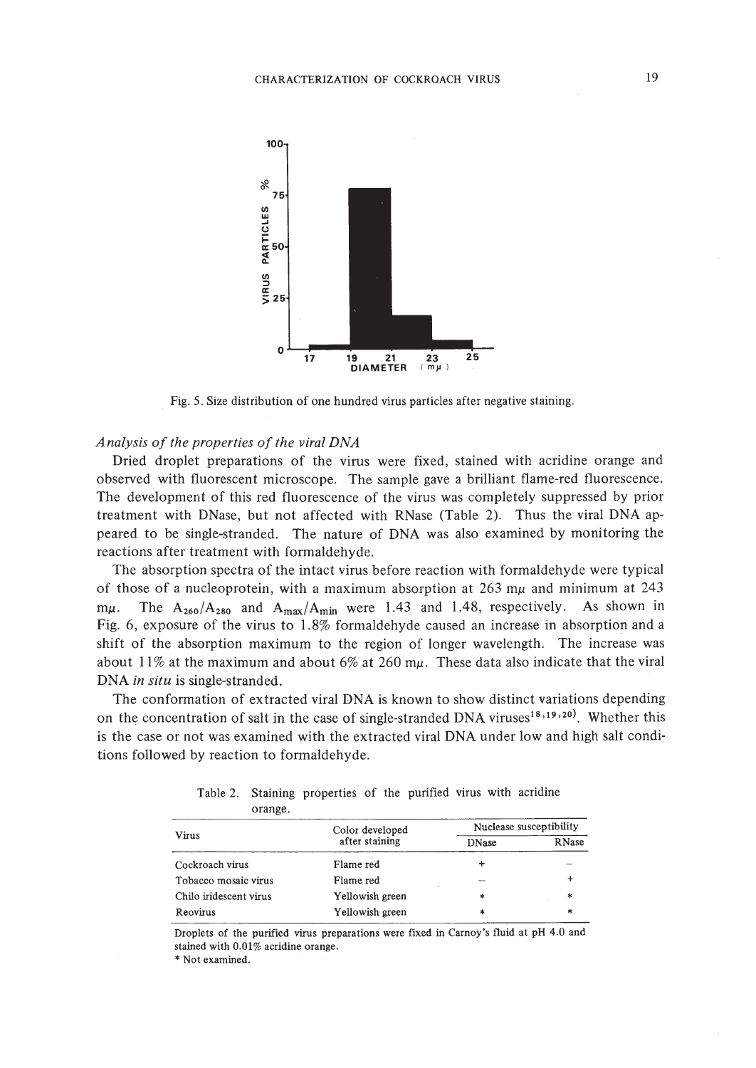Fig. 5. Size distribution of one hundred virus particles after negative staining.

*Analysis of the properties of the viral DNA*

Dried droplet preparations of the virus were fixed, stained with acridine orange and observed with fluorescent microscope. The sample gave a brilliant flame-red fluorescence. The development of this red fluorescence of the virus was completely suppressed by prior treatment with DNase, but not affected with RNase (Table 2). Thus the viral DNA appeared to be single-stranded. The nature of DNA was also examined by monitoring the reactions after treatment with formaldehyde.

The absorption spectra of the intact virus before reaction with formaldehyde were typical of those of a nucleoprotein, with a maximum absorption at 263 m$\mu$ and minimum at 243 m$\mu$. The $A_{260}/A_{280}$ and $A_{max}/A_{min}$ were 1.43 and 1.48, respectively. As shown in Fig. 6, exposure of the virus to 1.8% formaldehyde caused an increase in absorption and a shift of the absorption maximum to the region of longer wavelength. The increase was about 11% at the maximum and about 6% at 260 m$\mu$. These data also indicate that the viral DNA *in situ* is single-stranded.

The conformation of extracted viral DNA is known to show distinct variations depending on the concentration of salt in the case of single-stranded DNA viruses[18,19,20]. Whether this is the case or not was examined with the extracted viral DNA under low and high salt conditions followed by reaction to formaldehyde.

Table 2. Staining properties of the purified virus with acridine orange.

| Virus | Color developed after staining | Nuclease susceptibility | |
|---|---|---|---|
| | | DNase | RNase |
| Cockroach virus | Flame red | + | – |
| Tobacco mosaic virus | Flame red | – | + |
| Chilo iridescent virus | Yellowish green | * | * |
| Reovirus | Yellowish green | * | * |

Droplets of the purified virus preparations were fixed in Carnoy's fluid at pH 4.0 and stained with 0.01% acridine orange.
* Not examined.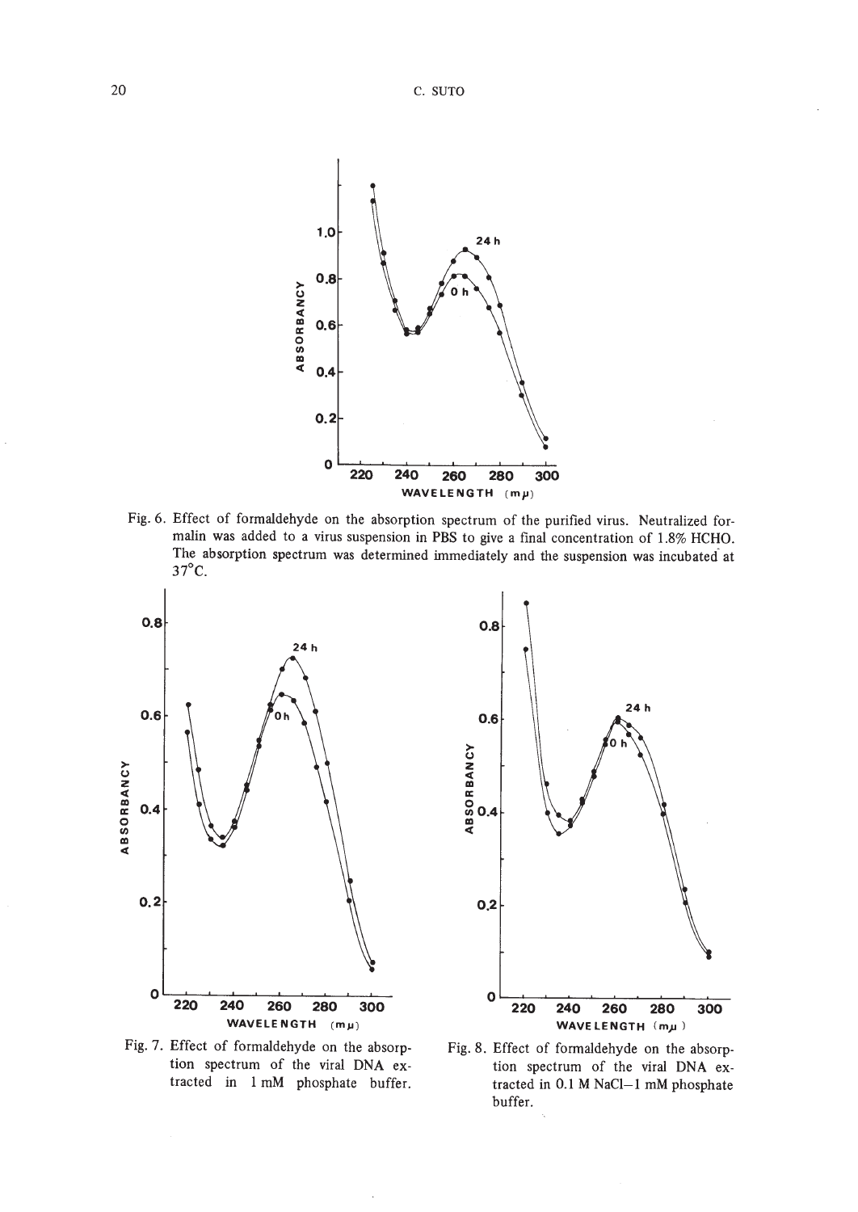Fig. 6. Effect of formaldehyde on the absorption spectrum of the purified virus. Neutralized formalin was added to a virus suspension in PBS to give a final concentration of 1.8% HCHO. The absorption spectrum was determined immediately and the suspension was incubated at 37°C.

Fig. 7. Effect of formaldehyde on the absorption spectrum of the viral DNA extracted in 1 mM phosphate buffer.

Fig. 8. Effect of formaldehyde on the absorption spectrum of the viral DNA extracted in 0.1 M NaCl–1 mM phosphate buffer.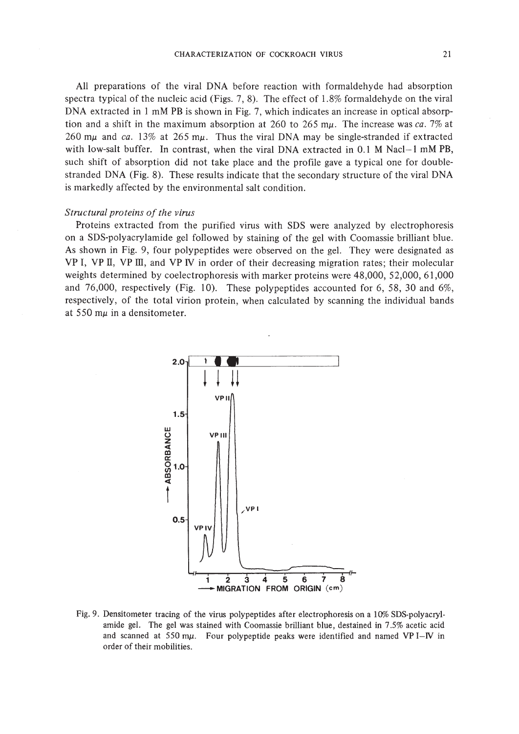All preparations of the viral DNA before reaction with formaldehyde had absorption spectra typical of the nucleic acid (Figs. 7, 8). The effect of 1.8% formaldehyde on the viral DNA extracted in 1 mM PB is shown in Fig. 7, which indicates an increase in optical absorption and a shift in the maximum absorption at 260 to 265 mμ. The increase was *ca.* 7% at 260 mμ and *ca.* 13% at 265 mμ. Thus the viral DNA may be single-stranded if extracted with low-salt buffer. In contrast, when the viral DNA extracted in 0.1 M Nacl–1 mM PB, such shift of absorption did not take place and the profile gave a typical one for double-stranded DNA (Fig. 8). These results indicate that the secondary structure of the viral DNA is markedly affected by the environmental salt condition.

*Structural proteins of the virus*

Proteins extracted from the purified virus with SDS were analyzed by electrophoresis on a SDS-polyacrylamide gel followed by staining of the gel with Coomassie brilliant blue. As shown in Fig. 9, four polypeptides were observed on the gel. They were designated as VP I, VP II, VP III, and VP IV in order of their decreasing migration rates; their molecular weights determined by coelectrophoresis with marker proteins were 48,000, 52,000, 61,000 and 76,000, respectively (Fig. 10). These polypeptides accounted for 6, 58, 30 and 6%, respectively, of the total virion protein, when calculated by scanning the individual bands at 550 mμ in a densitometer.

Fig. 9. Densitometer tracing of the virus polypeptides after electrophoresis on a 10% SDS-polyacrylamide gel. The gel was stained with Coomassie brilliant blue, destained in 7.5% acetic acid and scanned at 550 mμ. Four polypeptide peaks were identified and named VP I–IV in order of their mobilities.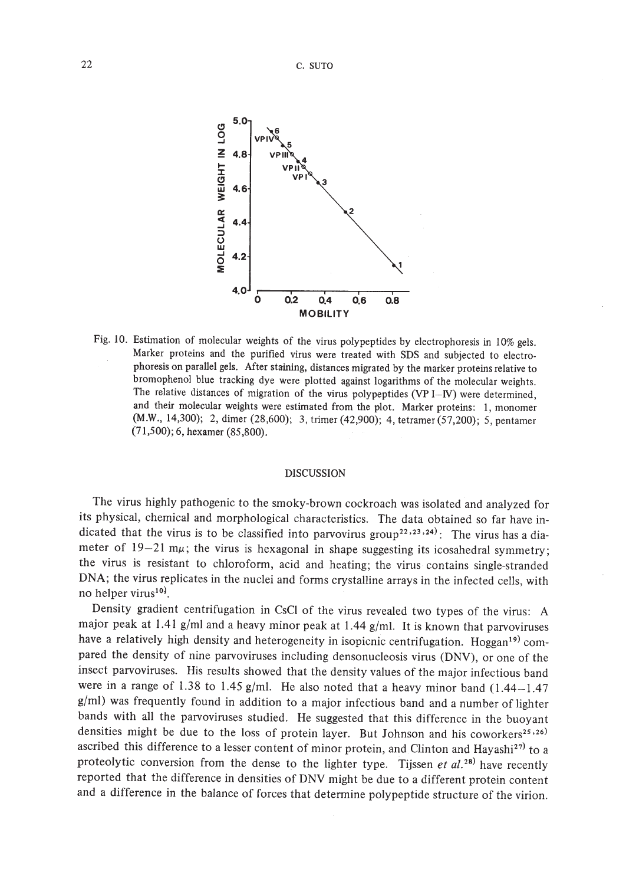Fig. 10. Estimation of molecular weights of the virus polypeptides by electrophoresis in 10% gels. Marker proteins and the purified virus were treated with SDS and subjected to electrophoresis on parallel gels. After staining, distances migrated by the marker proteins relative to bromophenol blue tracking dye were plotted against logarithms of the molecular weights. The relative distances of migration of the virus polypeptides (VP I–IV) were determined, and their molecular weights were estimated from the plot. Marker proteins: 1, monomer (M.W., 14,300); 2, dimer (28,600); 3, trimer (42,900); 4, tetramer (57,200); 5, pentamer (71,500); 6, hexamer (85,800).

## DISCUSSION

The virus highly pathogenic to the smoky-brown cockroach was isolated and analyzed for its physical, chemical and morphological characteristics. The data obtained so far have indicated that the virus is to be classified into parvovirus group[22,23,24]: The virus has a diameter of 19–21 mμ; the virus is hexagonal in shape suggesting its icosahedral symmetry; the virus is resistant to chloroform, acid and heating; the virus contains single-stranded DNA; the virus replicates in the nuclei and forms crystalline arrays in the infected cells, with no helper virus[10].

Density gradient centrifugation in CsCl of the virus revealed two types of the virus: A major peak at 1.41 g/ml and a heavy minor peak at 1.44 g/ml. It is known that parvoviruses have a relatively high density and heterogeneity in isopicnic centrifugation. Hoggan[19] compared the density of nine parvoviruses including densonucleosis virus (DNV), or one of the insect parvoviruses. His results showed that the density values of the major infectious band were in a range of 1.38 to 1.45 g/ml. He also noted that a heavy minor band (1.44–1.47 g/ml) was frequently found in addition to a major infectious band and a number of lighter bands with all the parvoviruses studied. He suggested that this difference in the buoyant densities might be due to the loss of protein layer. But Johnson and his coworkers[25,26] ascribed this difference to a lesser content of minor protein, and Clinton and Hayashi[27] to a proteolytic conversion from the dense to the lighter type. Tijssen *et al.*[28] have recently reported that the difference in densities of DNV might be due to a different protein content and a difference in the balance of forces that determine polypeptide structure of the virion.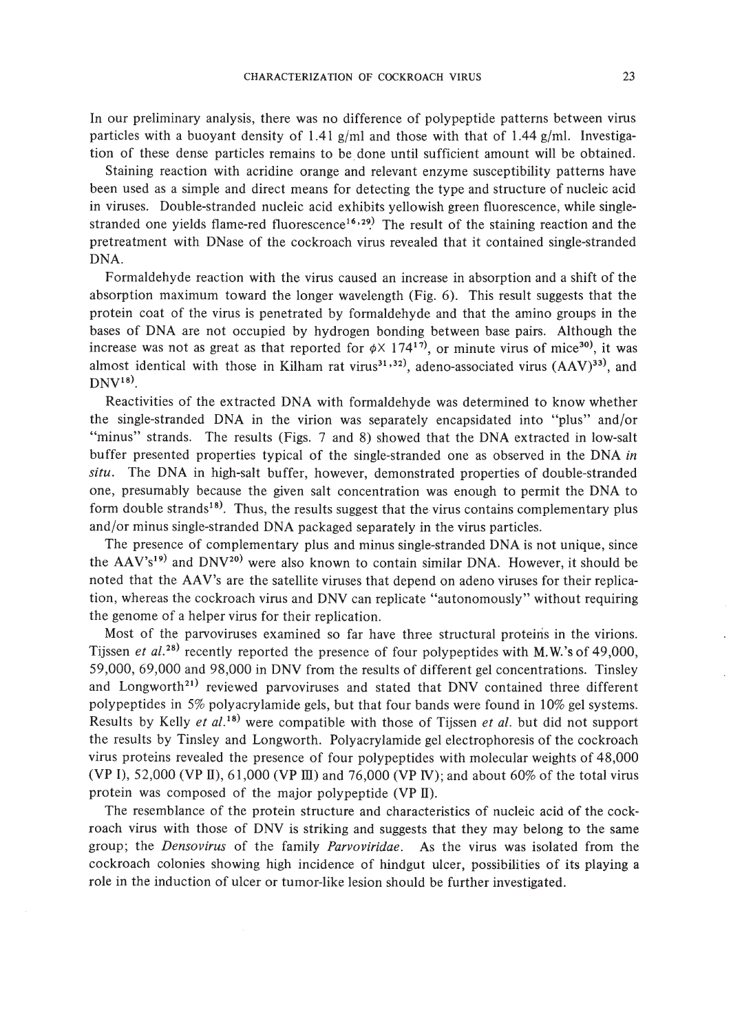In our preliminary analysis, there was no difference of polypeptide patterns between virus particles with a buoyant density of 1.41 g/ml and those with that of 1.44 g/ml. Investigation of these dense particles remains to be done until sufficient amount will be obtained.

Staining reaction with acridine orange and relevant enzyme susceptibility patterns have been used as a simple and direct means for detecting the type and structure of nucleic acid in viruses. Double-stranded nucleic acid exhibits yellowish green fluorescence, while single-stranded one yields flame-red fluorescence[16,29]. The result of the staining reaction and the pretreatment with DNase of the cockroach virus revealed that it contained single-stranded DNA.

Formaldehyde reaction with the virus caused an increase in absorption and a shift of the absorption maximum toward the longer wavelength (Fig. 6). This result suggests that the protein coat of the virus is penetrated by formaldehyde and that the amino groups in the bases of DNA are not occupied by hydrogen bonding between base pairs. Although the increase was not as great as that reported for $\phi$X 174[17], or minute virus of mice[30], it was almost identical with those in Kilham rat virus[31,32], adeno-associated virus (AAV)[33], and DNV[18].

Reactivities of the extracted DNA with formaldehyde was determined to know whether the single-stranded DNA in the virion was separately encapsidated into "plus" and/or "minus" strands. The results (Figs. 7 and 8) showed that the DNA extracted in low-salt buffer presented properties typical of the single-stranded one as observed in the DNA *in situ*. The DNA in high-salt buffer, however, demonstrated properties of double-stranded one, presumably because the given salt concentration was enough to permit the DNA to form double strands[18]. Thus, the results suggest that the virus contains complementary plus and/or minus single-stranded DNA packaged separately in the virus particles.

The presence of complementary plus and minus single-stranded DNA is not unique, since the AAV's[19] and DNV[20] were also known to contain similar DNA. However, it should be noted that the AAV's are the satellite viruses that depend on adeno viruses for their replication, whereas the cockroach virus and DNV can replicate "autonomously" without requiring the genome of a helper virus for their replication.

Most of the parvoviruses examined so far have three structural proteins in the virions. Tijssen *et al.*[28] recently reported the presence of four polypeptides with M.W.'s of 49,000, 59,000, 69,000 and 98,000 in DNV from the results of different gel concentrations. Tinsley and Longworth[21] reviewed parvoviruses and stated that DNV contained three different polypeptides in 5% polyacrylamide gels, but that four bands were found in 10% gel systems. Results by Kelly *et al.*[18] were compatible with those of Tijssen *et al.* but did not support the results by Tinsley and Longworth. Polyacrylamide gel electrophoresis of the cockroach virus proteins revealed the presence of four polypeptides with molecular weights of 48,000 (VP I), 52,000 (VP II), 61,000 (VP III) and 76,000 (VP IV); and about 60% of the total virus protein was composed of the major polypeptide (VP II).

The resemblance of the protein structure and characteristics of nucleic acid of the cockroach virus with those of DNV is striking and suggests that they may belong to the same group; the *Densovirus* of the family *Parvoviridae*. As the virus was isolated from the cockroach colonies showing high incidence of hindgut ulcer, possibilities of its playing a role in the induction of ulcer or tumor-like lesion should be further investigated.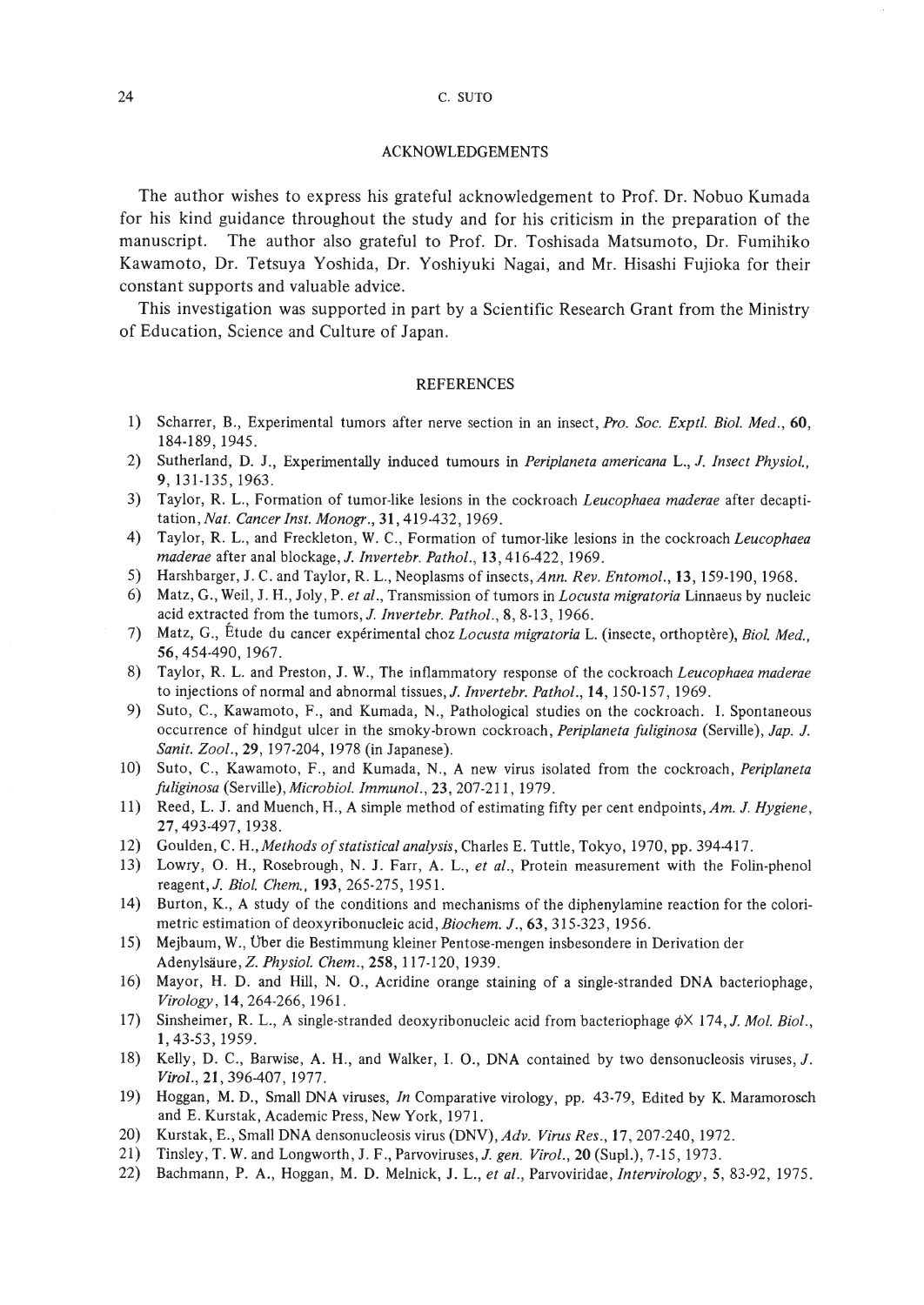## ACKNOWLEDGEMENTS

The author wishes to express his grateful acknowledgement to Prof. Dr. Nobuo Kumada for his kind guidance throughout the study and for his criticism in the preparation of the manuscript. The author also grateful to Prof. Dr. Toshisada Matsumoto, Dr. Fumihiko Kawamoto, Dr. Tetsuya Yoshida, Dr. Yoshiyuki Nagai, and Mr. Hisashi Fujioka for their constant supports and valuable advice.

This investigation was supported in part by a Scientific Research Grant from the Ministry of Education, Science and Culture of Japan.

## REFERENCES

1) Scharrer, B., Experimental tumors after nerve section in an insect, *Pro. Soc. Exptl. Biol. Med.*, **60**, 184-189, 1945.
2) Sutherland, D. J., Experimentally induced tumours in *Periplaneta americana* L., *J. Insect Physiol.*, **9**, 131-135, 1963.
3) Taylor, R. L., Formation of tumor-like lesions in the cockroach *Leucophaea maderae* after decapitation, *Nat. Cancer Inst. Monogr.*, **31**, 419-432, 1969.
4) Taylor, R. L., and Freckleton, W. C., Formation of tumor-like lesions in the cockroach *Leucophaea maderae* after anal blockage, *J. Invertebr. Pathol.*, **13**, 416-422, 1969.
5) Harshbarger, J. C. and Taylor, R. L., Neoplasms of insects, *Ann. Rev. Entomol.*, **13**, 159-190, 1968.
6) Matz, G., Weil, J. H., Joly, P. *et al.*, Transmission of tumors in *Locusta migratoria* Linnaeus by nucleic acid extracted from the tumors, *J. Invertebr. Pathol.*, **8**, 8-13, 1966.
7) Matz, G., Étude du cancer expérimental choz *Locusta migratoria* L. (insecte, orthoptère), *Biol. Med.*, **56**, 454-490, 1967.
8) Taylor, R. L. and Preston, J. W., The inflammatory response of the cockroach *Leucophaea maderae* to injections of normal and abnormal tissues, *J. Invertebr. Pathol.*, **14**, 150-157, 1969.
9) Suto, C., Kawamoto, F., and Kumada, N., Pathological studies on the cockroach. I. Spontaneous occurrence of hindgut ulcer in the smoky-brown cockroach, *Periplaneta fuliginosa* (Serville), *Jap. J. Sanit. Zool.*, **29**, 197-204, 1978 (in Japanese).
10) Suto, C., Kawamoto, F., and Kumada, N., A new virus isolated from the cockroach, *Periplaneta fuliginosa* (Serville), *Microbiol. Immunol.*, **23**, 207-211, 1979.
11) Reed, L. J. and Muench, H., A simple method of estimating fifty per cent endpoints, *Am. J. Hygiene*, **27**, 493-497, 1938.
12) Goulden, C. H., *Methods of statistical analysis*, Charles E. Tuttle, Tokyo, 1970, pp. 394-417.
13) Lowry, O. H., Rosebrough, N. J. Farr, A. L., *et al.*, Protein measurement with the Folin-phenol reagent, *J. Biol. Chem.*, **193**, 265-275, 1951.
14) Burton, K., A study of the conditions and mechanisms of the diphenylamine reaction for the colorimetric estimation of deoxyribonucleic acid, *Biochem. J.*, **63**, 315-323, 1956.
15) Mejbaum, W., Über die Bestimmung kleiner Pentose-mengen insbesondere in Derivation der Adenylsäure, *Z. Physiol. Chem.*, **258**, 117-120, 1939.
16) Mayor, H. D. and Hill, N. O., Acridine orange staining of a single-stranded DNA bacteriophage, *Virology*, **14**, 264-266, 1961.
17) Sinsheimer, R. L., A single-stranded deoxyribonucleic acid from bacteriophage $\phi$X 174, *J. Mol. Biol.*, **1**, 43-53, 1959.
18) Kelly, D. C., Barwise, A. H., and Walker, I. O., DNA contained by two densonucleosis viruses, *J. Virol.*, **21**, 396-407, 1977.
19) Hoggan, M. D., Small DNA viruses, *In* Comparative virology, pp. 43-79, Edited by K. Maramorosch and E. Kurstak, Academic Press, New York, 1971.
20) Kurstak, E., Small DNA densonucleosis virus (DNV), *Adv. Virus Res.*, **17**, 207-240, 1972.
21) Tinsley, T. W. and Longworth, J. F., Parvoviruses, *J. gen. Virol.*, **20** (Supl.), 7-15, 1973.
22) Bachmann, P. A., Hoggan, M. D. Melnick, J. L., *et al.*, Parvoviridae, *Intervirology*, **5**, 83-92, 1975.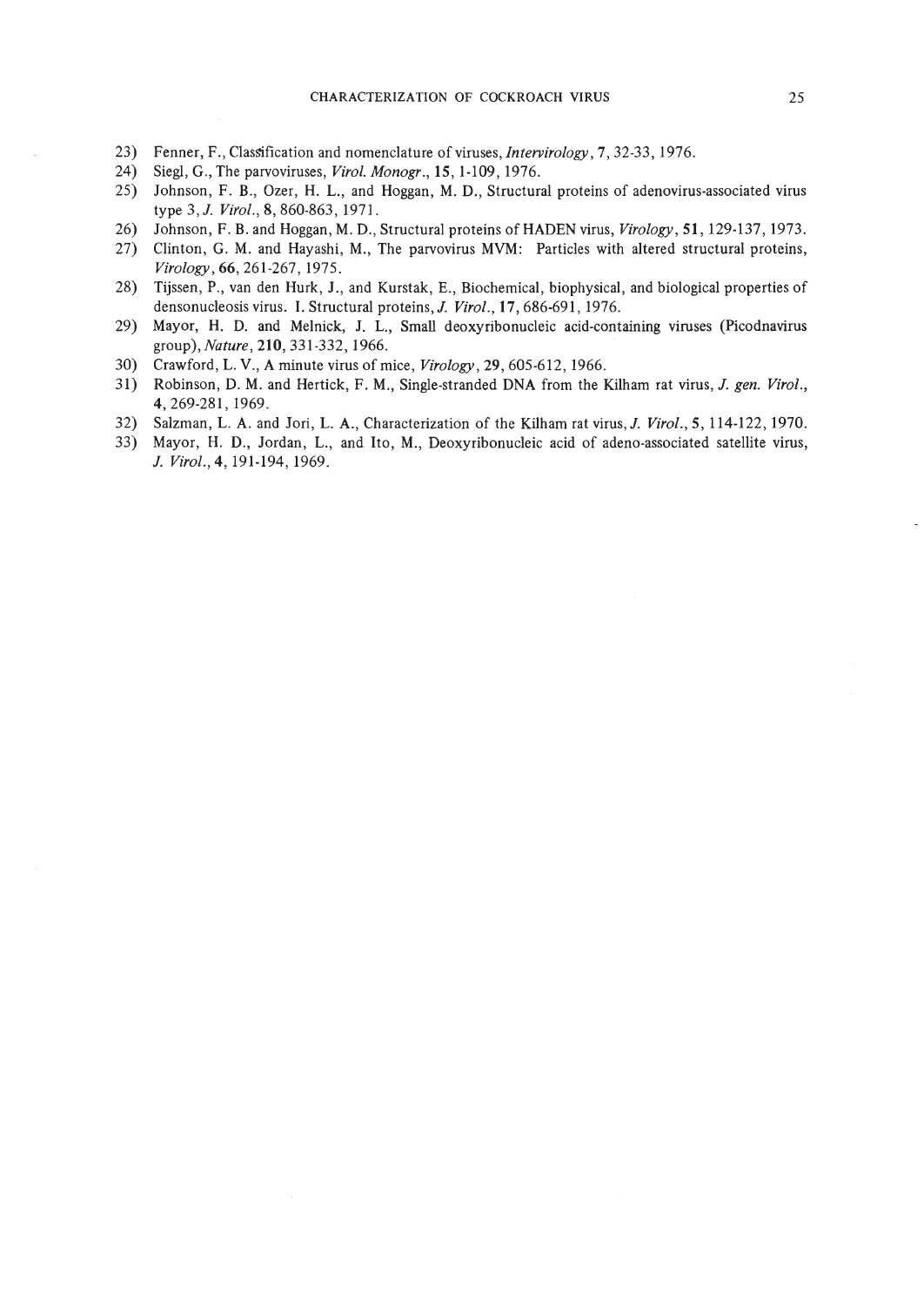23) Fenner, F., Classification and nomenclature of viruses, *Intervirology*, **7**, 32-33, 1976.
24) Siegl, G., The parvoviruses, *Virol. Monogr.*, **15**, 1-109, 1976.
25) Johnson, F. B., Ozer, H. L., and Hoggan, M. D., Structural proteins of adenovirus-associated virus type 3, *J. Virol.*, **8**, 860-863, 1971.
26) Johnson, F. B. and Hoggan, M. D., Structural proteins of HADEN virus, *Virology*, **51**, 129-137, 1973.
27) Clinton, G. M. and Hayashi, M., The parvovirus MVM: Particles with altered structural proteins, *Virology*, **66**, 261-267, 1975.
28) Tijssen, P., van den Hurk, J., and Kurstak, E., Biochemical, biophysical, and biological properties of densonucleosis virus. I. Structural proteins, *J. Virol.*, **17**, 686-691, 1976.
29) Mayor, H. D. and Melnick, J. L., Small deoxyribonucleic acid-containing viruses (Picodnavirus group), *Nature*, **210**, 331-332, 1966.
30) Crawford, L. V., A minute virus of mice, *Virology*, **29**, 605-612, 1966.
31) Robinson, D. M. and Hertick, F. M., Single-stranded DNA from the Kilham rat virus, *J. gen. Virol.*, **4**, 269-281, 1969.
32) Salzman, L. A. and Jori, L. A., Characterization of the Kilham rat virus, *J. Virol.*, **5**, 114-122, 1970.
33) Mayor, H. D., Jordan, L., and Ito, M., Deoxyribonucleic acid of adeno-associated satellite virus, *J. Virol.*, **4**, 191-194, 1969.